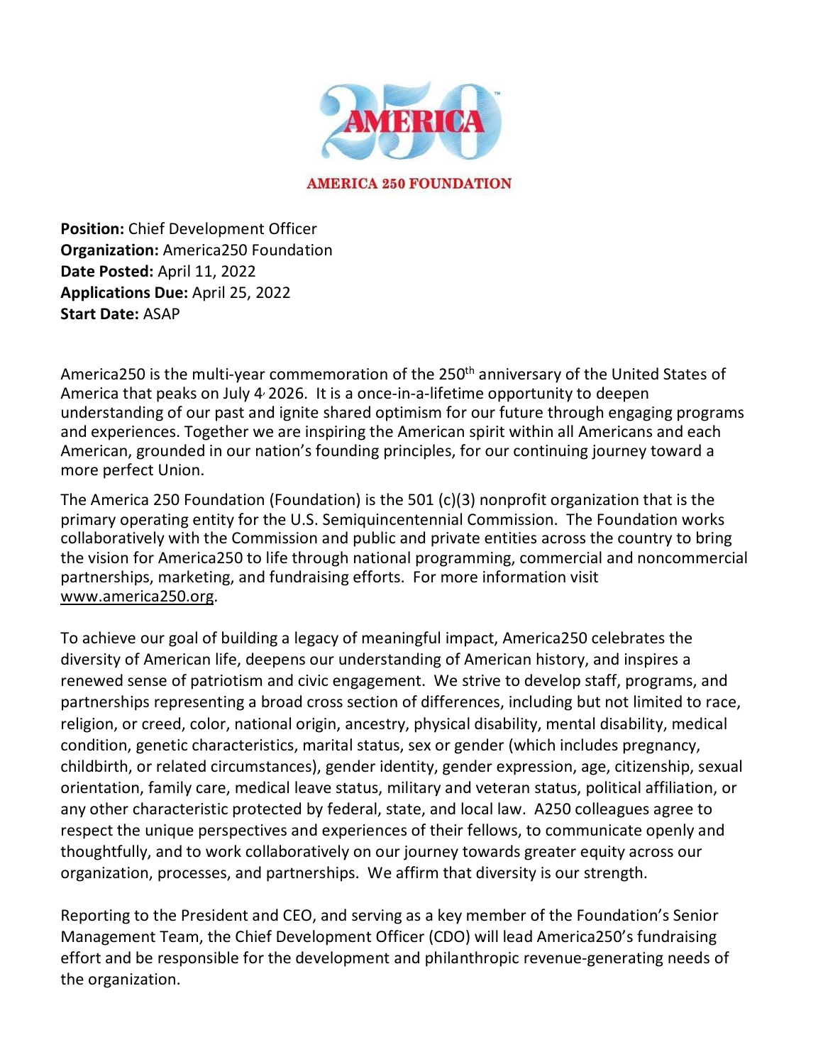**AMERICA 250 FOUNDATION**

**Position:** Chief Development Officer
**Organization:** America250 Foundation
**Date Posted:** April 11, 2022
**Applications Due:** April 25, 2022
**Start Date:** ASAP

America250 is the multi-year commemoration of the 250th anniversary of the United States of America that peaks on July 4, 2026. It is a once-in-a-lifetime opportunity to deepen understanding of our past and ignite shared optimism for our future through engaging programs and experiences. Together we are inspiring the American spirit within all Americans and each American, grounded in our nation's founding principles, for our continuing journey toward a more perfect Union.

The America 250 Foundation (Foundation) is the 501 (c)(3) nonprofit organization that is the primary operating entity for the U.S. Semiquincentennial Commission. The Foundation works collaboratively with the Commission and public and private entities across the country to bring the vision for America250 to life through national programming, commercial and noncommercial partnerships, marketing, and fundraising efforts. For more information visit www.america250.org.

To achieve our goal of building a legacy of meaningful impact, America250 celebrates the diversity of American life, deepens our understanding of American history, and inspires a renewed sense of patriotism and civic engagement. We strive to develop staff, programs, and partnerships representing a broad cross section of differences, including but not limited to race, religion, or creed, color, national origin, ancestry, physical disability, mental disability, medical condition, genetic characteristics, marital status, sex or gender (which includes pregnancy, childbirth, or related circumstances), gender identity, gender expression, age, citizenship, sexual orientation, family care, medical leave status, military and veteran status, political affiliation, or any other characteristic protected by federal, state, and local law. A250 colleagues agree to respect the unique perspectives and experiences of their fellows, to communicate openly and thoughtfully, and to work collaboratively on our journey towards greater equity across our organization, processes, and partnerships. We affirm that diversity is our strength.

Reporting to the President and CEO, and serving as a key member of the Foundation's Senior Management Team, the Chief Development Officer (CDO) will lead America250's fundraising effort and be responsible for the development and philanthropic revenue-generating needs of the organization.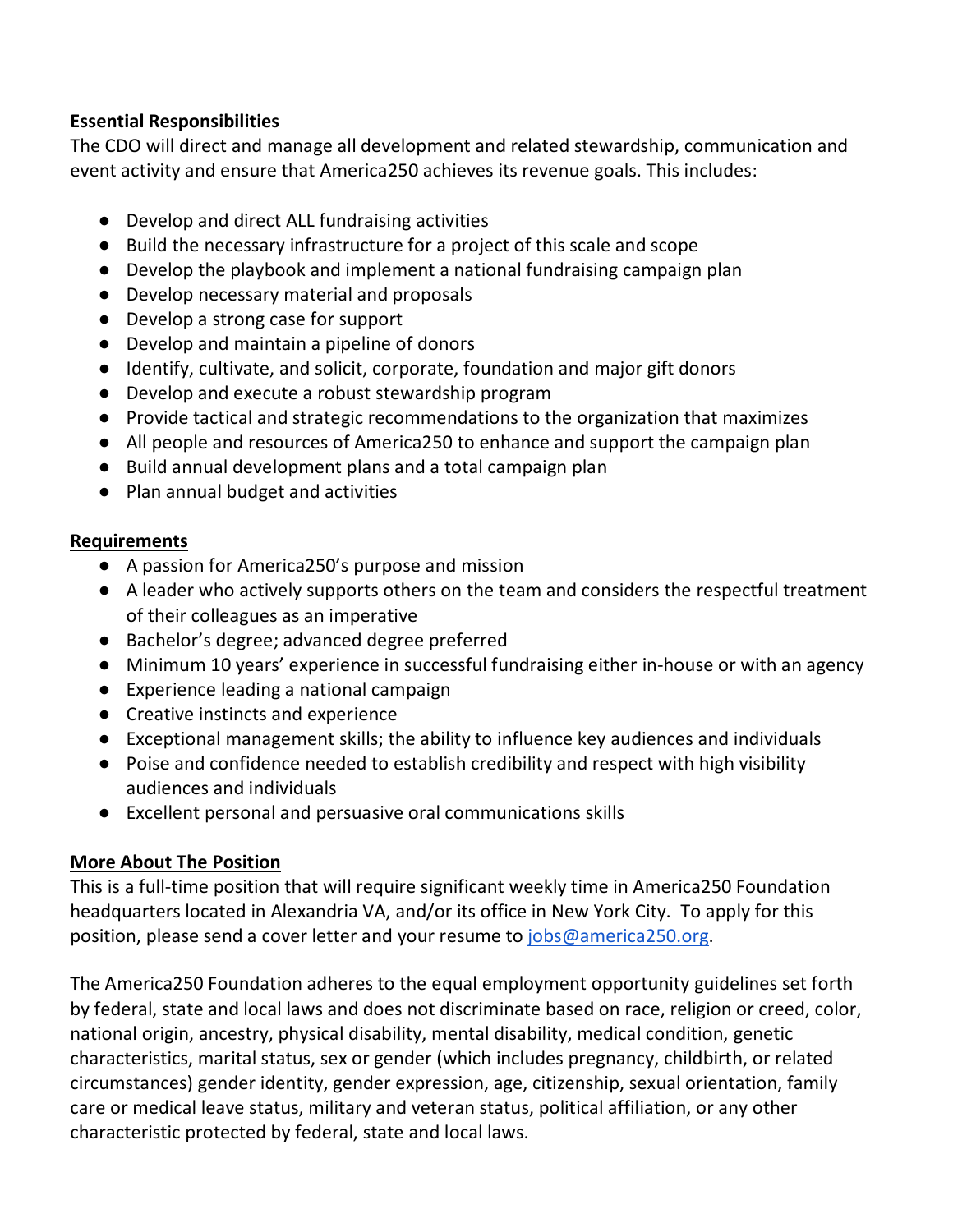**Essential Responsibilities**

The CDO will direct and manage all development and related stewardship, communication and event activity and ensure that America250 achieves its revenue goals. This includes:

- Develop and direct ALL fundraising activities
- Build the necessary infrastructure for a project of this scale and scope
- Develop the playbook and implement a national fundraising campaign plan
- Develop necessary material and proposals
- Develop a strong case for support
- Develop and maintain a pipeline of donors
- Identify, cultivate, and solicit, corporate, foundation and major gift donors
- Develop and execute a robust stewardship program
- Provide tactical and strategic recommendations to the organization that maximizes
- All people and resources of America250 to enhance and support the campaign plan
- Build annual development plans and a total campaign plan
- Plan annual budget and activities

**Requirements**

- A passion for America250's purpose and mission
- A leader who actively supports others on the team and considers the respectful treatment of their colleagues as an imperative
- Bachelor's degree; advanced degree preferred
- Minimum 10 years' experience in successful fundraising either in-house or with an agency
- Experience leading a national campaign
- Creative instincts and experience
- Exceptional management skills; the ability to influence key audiences and individuals
- Poise and confidence needed to establish credibility and respect with high visibility audiences and individuals
- Excellent personal and persuasive oral communications skills

**More About The Position**

This is a full-time position that will require significant weekly time in America250 Foundation headquarters located in Alexandria VA, and/or its office in New York City. To apply for this position, please send a cover letter and your resume to jobs@america250.org.

The America250 Foundation adheres to the equal employment opportunity guidelines set forth by federal, state and local laws and does not discriminate based on race, religion or creed, color, national origin, ancestry, physical disability, mental disability, medical condition, genetic characteristics, marital status, sex or gender (which includes pregnancy, childbirth, or related circumstances) gender identity, gender expression, age, citizenship, sexual orientation, family care or medical leave status, military and veteran status, political affiliation, or any other characteristic protected by federal, state and local laws.